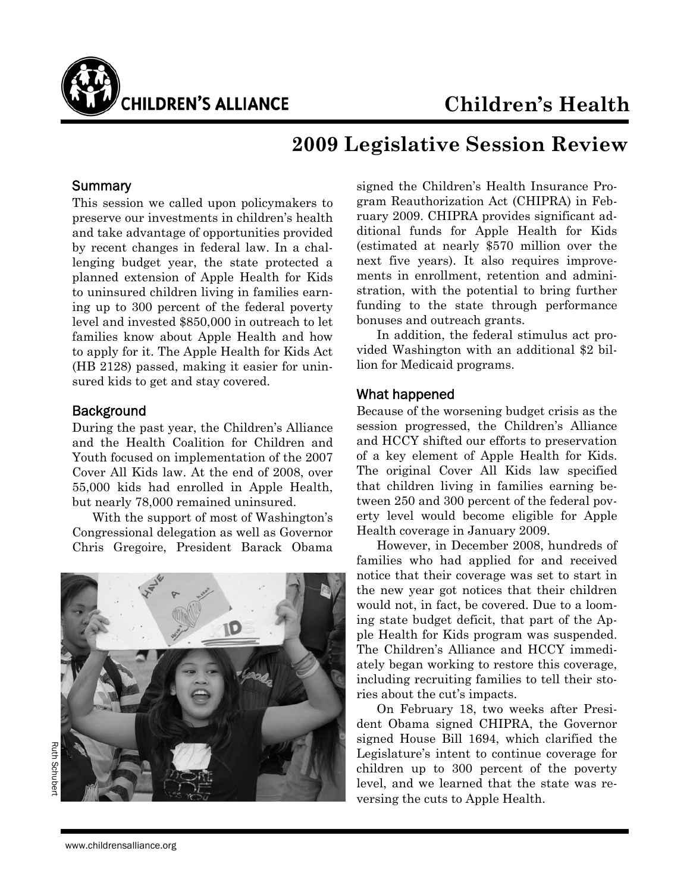CHILDREN'S ALLIANCE

# Children's Health

## 2009 Legislative Session Review

### Summary

This session we called upon policymakers to preserve our investments in children's health and take advantage of opportunities provided by recent changes in federal law. In a challenging budget year, the state protected a planned extension of Apple Health for Kids to uninsured children living in families earning up to 300 percent of the federal poverty level and invested $850,000 in outreach to let families know about Apple Health and how to apply for it. The Apple Health for Kids Act (HB 2128) passed, making it easier for uninsured kids to get and stay covered.

### Background

During the past year, the Children's Alliance and the Health Coalition for Children and Youth focused on implementation of the 2007 Cover All Kids law. At the end of 2008, over 55,000 kids had enrolled in Apple Health, but nearly 78,000 remained uninsured.

With the support of most of Washington's Congressional delegation as well as Governor Chris Gregoire, President Barack Obama signed the Children's Health Insurance Program Reauthorization Act (CHIPRA) in February 2009. CHIPRA provides significant additional funds for Apple Health for Kids (estimated at nearly $570 million over the next five years). It also requires improvements in enrollment, retention and administration, with the potential to bring further funding to the state through performance bonuses and outreach grants.

In addition, the federal stimulus act provided Washington with an additional $2 billion for Medicaid programs.

### What happened

Because of the worsening budget crisis as the session progressed, the Children's Alliance and HCCY shifted our efforts to preservation of a key element of Apple Health for Kids. The original Cover All Kids law specified that children living in families earning between 250 and 300 percent of the federal poverty level would become eligible for Apple Health coverage in January 2009.

However, in December 2008, hundreds of families who had applied for and received notice that their coverage was set to start in the new year got notices that their children would not, in fact, be covered. Due to a looming state budget deficit, that part of the Apple Health for Kids program was suspended. The Children's Alliance and HCCY immediately began working to restore this coverage, including recruiting families to tell their stories about the cut's impacts.

On February 18, two weeks after President Obama signed CHIPRA, the Governor signed House Bill 1694, which clarified the Legislature's intent to continue coverage for children up to 300 percent of the poverty level, and we learned that the state was reversing the cuts to Apple Health.

Ruth Schubert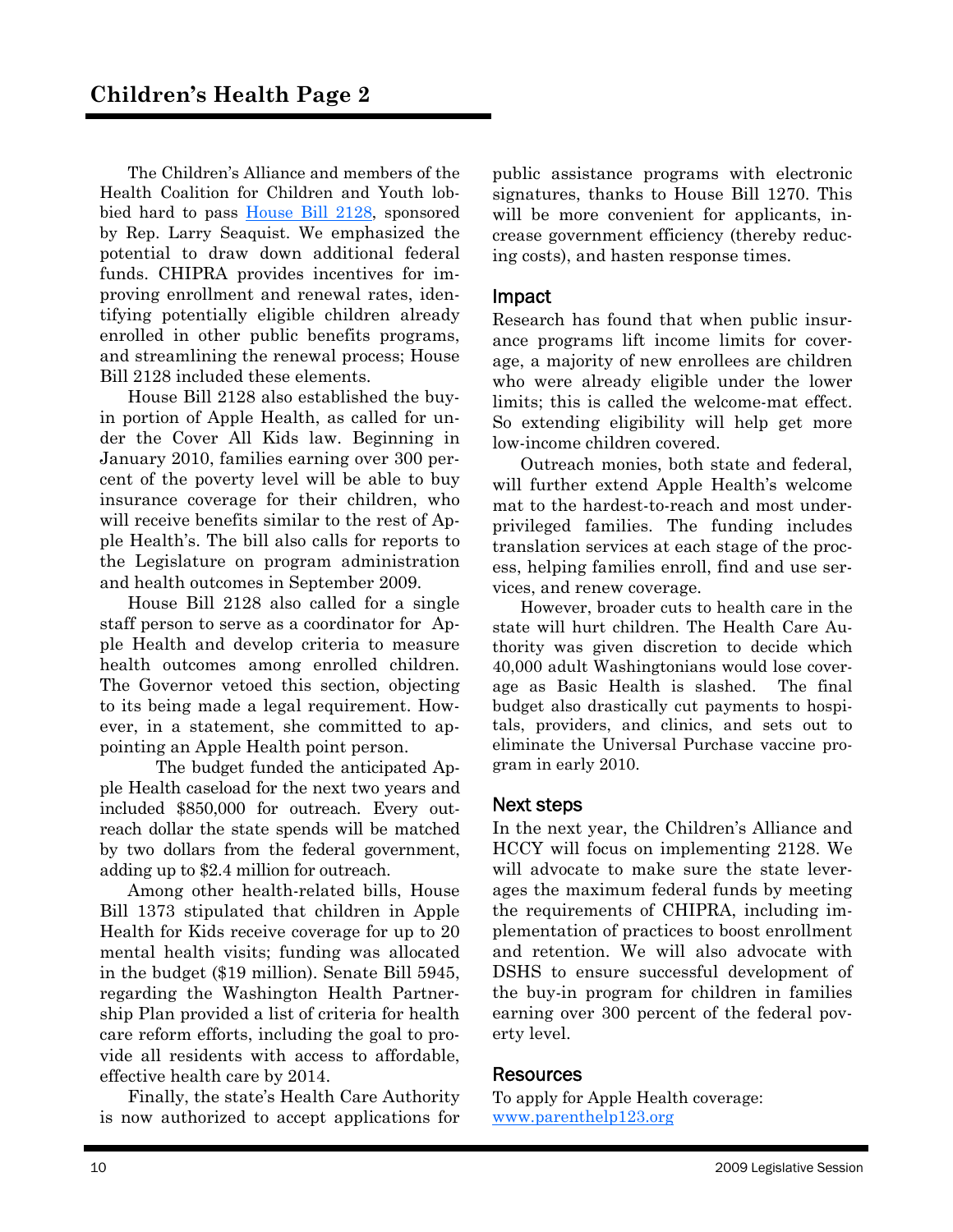## Children's Health Page 2

The Children's Alliance and members of the Health Coalition for Children and Youth lobbied hard to pass [House Bill 2128](), sponsored by Rep. Larry Seaquist. We emphasized the potential to draw down additional federal funds. CHIPRA provides incentives for improving enrollment and renewal rates, identifying potentially eligible children already enrolled in other public benefits programs, and streamlining the renewal process; House Bill 2128 included these elements.

House Bill 2128 also established the buy-in portion of Apple Health, as called for under the Cover All Kids law. Beginning in January 2010, families earning over 300 percent of the poverty level will be able to buy insurance coverage for their children, who will receive benefits similar to the rest of Apple Health's. The bill also calls for reports to the Legislature on program administration and health outcomes in September 2009.

House Bill 2128 also called for a single staff person to serve as a coordinator for Apple Health and develop criteria to measure health outcomes among enrolled children. The Governor vetoed this section, objecting to its being made a legal requirement. However, in a statement, she committed to appointing an Apple Health point person.

The budget funded the anticipated Apple Health caseload for the next two years and included $850,000 for outreach. Every outreach dollar the state spends will be matched by two dollars from the federal government, adding up to $2.4 million for outreach.

Among other health-related bills, House Bill 1373 stipulated that children in Apple Health for Kids receive coverage for up to 20 mental health visits; funding was allocated in the budget ($19 million). Senate Bill 5945, regarding the Washington Health Partnership Plan provided a list of criteria for health care reform efforts, including the goal to provide all residents with access to affordable, effective health care by 2014.

Finally, the state's Health Care Authority is now authorized to accept applications for public assistance programs with electronic signatures, thanks to House Bill 1270. This will be more convenient for applicants, increase government efficiency (thereby reducing costs), and hasten response times.

### Impact

Research has found that when public insurance programs lift income limits for coverage, a majority of new enrollees are children who were already eligible under the lower limits; this is called the welcome-mat effect. So extending eligibility will help get more low-income children covered.

Outreach monies, both state and federal, will further extend Apple Health's welcome mat to the hardest-to-reach and most underprivileged families. The funding includes translation services at each stage of the process, helping families enroll, find and use services, and renew coverage.

However, broader cuts to health care in the state will hurt children. The Health Care Authority was given discretion to decide which 40,000 adult Washingtonians would lose coverage as Basic Health is slashed. The final budget also drastically cut payments to hospitals, providers, and clinics, and sets out to eliminate the Universal Purchase vaccine program in early 2010.

### Next steps

In the next year, the Children's Alliance and HCCY will focus on implementing 2128. We will advocate to make sure the state leverages the maximum federal funds by meeting the requirements of CHIPRA, including implementation of practices to boost enrollment and retention. We will also advocate with DSHS to ensure successful development of the buy-in program for children in families earning over 300 percent of the federal poverty level.

### Resources

To apply for Apple Health coverage:
[www.parenthelp123.org](www.parenthelp123.org)